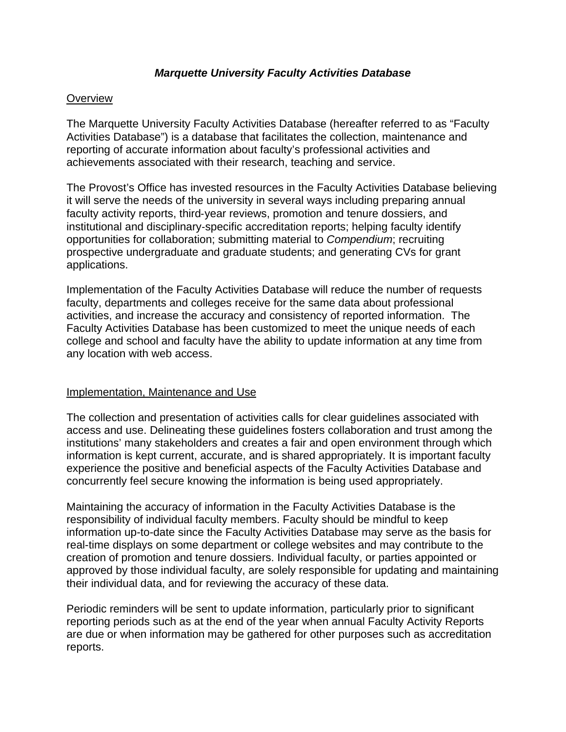# *Marquette University Faculty Activities Database*

## Overview

The Marquette University Faculty Activities Database (hereafter referred to as "Faculty Activities Database") is a database that facilitates the collection, maintenance and reporting of accurate information about faculty's professional activities and achievements associated with their research, teaching and service.

The Provost's Office has invested resources in the Faculty Activities Database believing it will serve the needs of the university in several ways including preparing annual faculty activity reports, third-year reviews, promotion and tenure dossiers, and institutional and disciplinary-specific accreditation reports; helping faculty identify opportunities for collaboration; submitting material to *Compendium*; recruiting prospective undergraduate and graduate students; and generating CVs for grant applications.

Implementation of the Faculty Activities Database will reduce the number of requests faculty, departments and colleges receive for the same data about professional activities, and increase the accuracy and consistency of reported information. The Faculty Activities Database has been customized to meet the unique needs of each college and school and faculty have the ability to update information at any time from any location with web access.

## Implementation, Maintenance and Use

The collection and presentation of activities calls for clear guidelines associated with access and use. Delineating these guidelines fosters collaboration and trust among the institutions' many stakeholders and creates a fair and open environment through which information is kept current, accurate, and is shared appropriately. It is important faculty experience the positive and beneficial aspects of the Faculty Activities Database and concurrently feel secure knowing the information is being used appropriately.

Maintaining the accuracy of information in the Faculty Activities Database is the responsibility of individual faculty members. Faculty should be mindful to keep information up-to-date since the Faculty Activities Database may serve as the basis for real-time displays on some department or college websites and may contribute to the creation of promotion and tenure dossiers. Individual faculty, or parties appointed or approved by those individual faculty, are solely responsible for updating and maintaining their individual data, and for reviewing the accuracy of these data.

Periodic reminders will be sent to update information, particularly prior to significant reporting periods such as at the end of the year when annual Faculty Activity Reports are due or when information may be gathered for other purposes such as accreditation reports.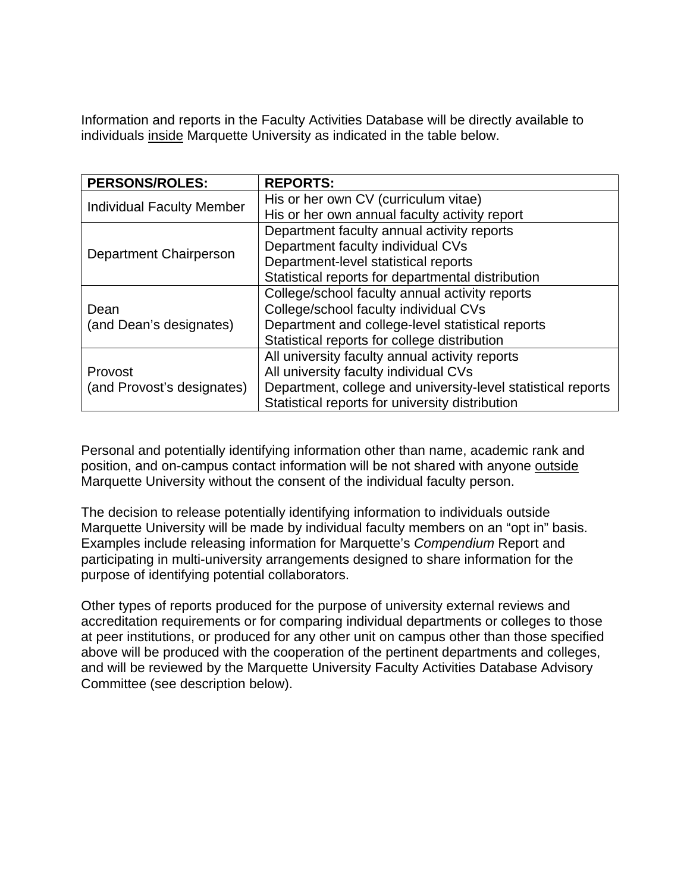Information and reports in the Faculty Activities Database will be directly available to individuals inside Marquette University as indicated in the table below.

| **PERSONS/ROLES:** | **REPORTS:** |
|---|---|
| Individual Faculty Member | His or her own CV (curriculum vitae)<br>His or her own annual faculty activity report |
| Department Chairperson | Department faculty annual activity reports<br>Department faculty individual CVs<br>Department-level statistical reports<br>Statistical reports for departmental distribution |
| Dean<br>(and Dean's designates) | College/school faculty annual activity reports<br>College/school faculty individual CVs<br>Department and college-level statistical reports<br>Statistical reports for college distribution |
| Provost<br>(and Provost's designates) | All university faculty annual activity reports<br>All university faculty individual CVs<br>Department, college and university-level statistical reports<br>Statistical reports for university distribution |

Personal and potentially identifying information other than name, academic rank and position, and on-campus contact information will be not shared with anyone outside Marquette University without the consent of the individual faculty person.

The decision to release potentially identifying information to individuals outside Marquette University will be made by individual faculty members on an "opt in" basis. Examples include releasing information for Marquette's *Compendium* Report and participating in multi-university arrangements designed to share information for the purpose of identifying potential collaborators.

Other types of reports produced for the purpose of university external reviews and accreditation requirements or for comparing individual departments or colleges to those at peer institutions, or produced for any other unit on campus other than those specified above will be produced with the cooperation of the pertinent departments and colleges, and will be reviewed by the Marquette University Faculty Activities Database Advisory Committee (see description below).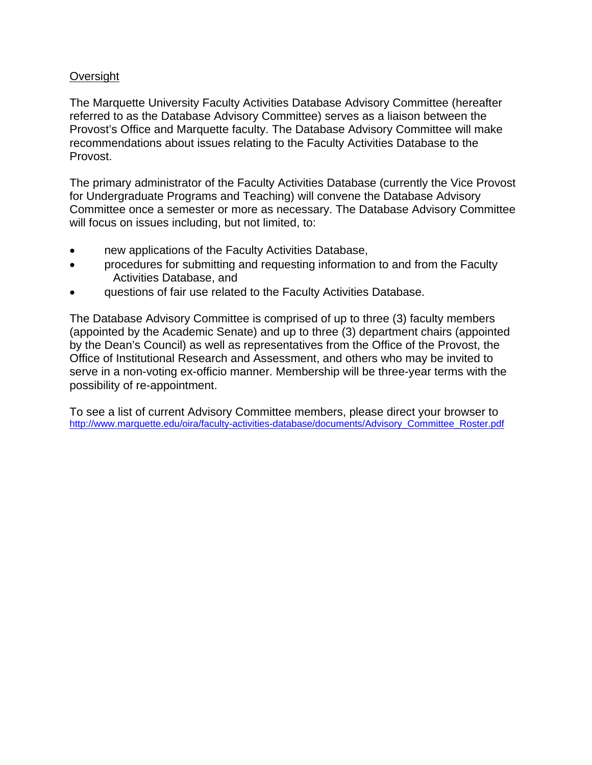Oversight

The Marquette University Faculty Activities Database Advisory Committee (hereafter referred to as the Database Advisory Committee) serves as a liaison between the Provost's Office and Marquette faculty. The Database Advisory Committee will make recommendations about issues relating to the Faculty Activities Database to the Provost.

The primary administrator of the Faculty Activities Database (currently the Vice Provost for Undergraduate Programs and Teaching) will convene the Database Advisory Committee once a semester or more as necessary. The Database Advisory Committee will focus on issues including, but not limited, to:

- new applications of the Faculty Activities Database,
- procedures for submitting and requesting information to and from the Faculty Activities Database, and
- questions of fair use related to the Faculty Activities Database.

The Database Advisory Committee is comprised of up to three (3) faculty members (appointed by the Academic Senate) and up to three (3) department chairs (appointed by the Dean's Council) as well as representatives from the Office of the Provost, the Office of Institutional Research and Assessment, and others who may be invited to serve in a non-voting ex-officio manner. Membership will be three-year terms with the possibility of re-appointment.

To see a list of current Advisory Committee members, please direct your browser to http://www.marquette.edu/oira/faculty-activities-database/documents/Advisory_Committee_Roster.pdf